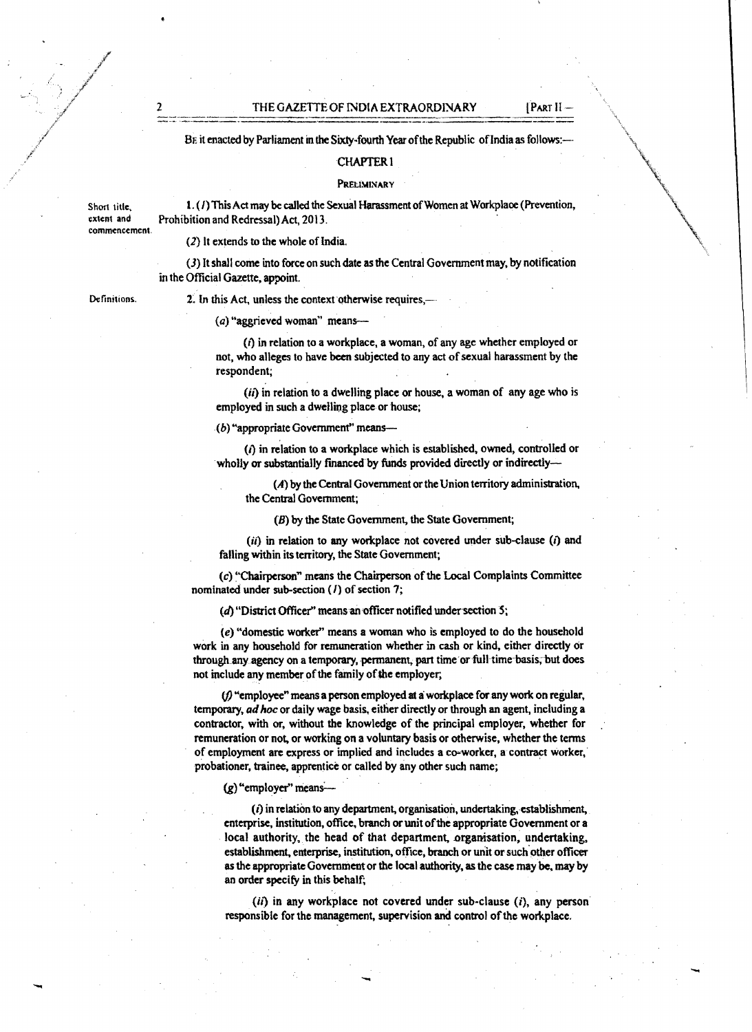BE it enacted by Parliament in the Sixty-fourth Year of the Republic of India as follows:—

## CHAPTER I

### PRELIMINARY

**Short title, extent and commencement.**

1. (*1*) This Act may be called the Sexual Harassment of Women at Workplace (Prevention, Prohibition and Redressal) Act, 2013.

(*2*) It extends to the whole of India.

(*3*) It shall come into force on such date as the Central Government may, by notification in the Official Gazette, appoint.

**Definitions.**

2. In this Act, unless the context otherwise requires,—

(*a*) "aggrieved woman" means—

(*i*) in relation to a workplace, a woman, of any age whether employed or not, who alleges to have been subjected to any act of sexual harassment by the respondent;

(*ii*) in relation to a dwelling place or house, a woman of any age who is employed in such a dwelling place or house;

(*b*) "appropriate Government" means—

(*i*) in relation to a workplace which is established, owned, controlled or wholly or substantially financed by funds provided directly or indirectly—

(*A*) by the Central Government or the Union territory administration, the Central Government;

(*B*) by the State Government, the State Government;

(*ii*) in relation to any workplace not covered under sub-clause (*i*) and falling within its territory, the State Government;

(*c*) "Chairperson" means the Chairperson of the Local Complaints Committee nominated under sub-section (*1*) of section 7;

(*d*) "District Officer" means an officer notified under section 5;

(*e*) "domestic worker" means a woman who is employed to do the household work in any household for remuneration whether in cash or kind, either directly or through any agency on a temporary, permanent, part time or full time basis, but does not include any member of the family of the employer;

(*f*) "employee" means a person employed at a workplace for any work on regular, temporary, *ad hoc* or daily wage basis, either directly or through an agent, including a contractor, with or, without the knowledge of the principal employer, whether for remuneration or not, or working on a voluntary basis or otherwise, whether the terms of employment are express or implied and includes a co-worker, a contract worker, probationer, trainee, apprentice or called by any other such name;

(*g*) "employer" means—

(*i*) in relation to any department, organisation, undertaking, establishment, enterprise, institution, office, branch or unit of the appropriate Government or a local authority, the head of that department, organisation, undertaking, establishment, enterprise, institution, office, branch or unit or such other officer as the appropriate Government or the local authority, as the case may be, may by an order specify in this behalf;

(*ii*) in any workplace not covered under sub-clause (*i*), any person responsible for the management, supervision and control of the workplace.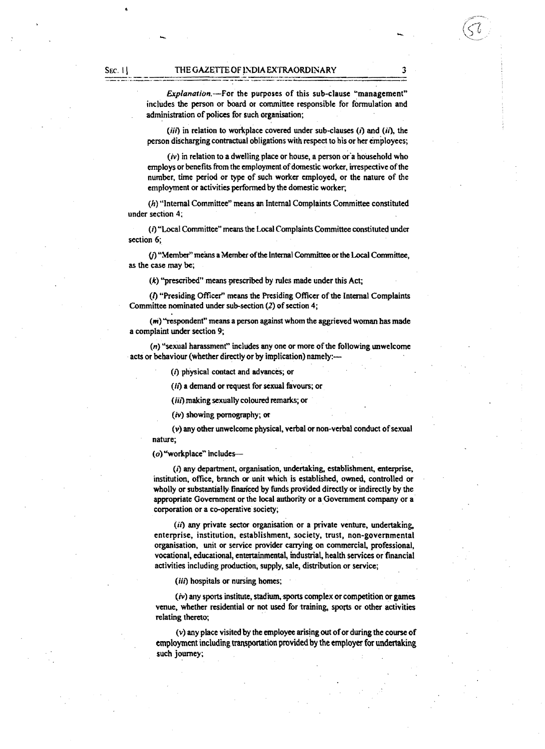*Explanation*.—For the purposes of this sub-clause "management" includes the person or board or committee responsible for formulation and administration of polices for such organisation;

(*iii*) in relation to workplace covered under sub-clauses (*i*) and (*ii*), the person discharging contractual obligations with respect to his or her employees;

(*iv*) in relation to a dwelling place or house, a person or a household who employs or benefits from the employment of domestic worker, irrespective of the number, time period or type of such worker employed, or the nature of the employment or activities performed by the domestic worker;

(*h*) "Internal Committee" means an Internal Complaints Committee constituted under section 4;

(*i*) "Local Committee" means the Local Complaints Committee constituted under section 6;

(*j*) "Member" means a Member of the Internal Committee or the Local Committee, as the case may be;

(*k*) "prescribed" means prescribed by rules made under this Act;

(*l*) "Presiding Officer" means the Presiding Officer of the Internal Complaints Committee nominated under sub-section (*2*) of section 4;

(*m*) "respondent" means a person against whom the aggrieved woman has made a complaint under section 9;

(*n*) "sexual harassment" includes any one or more of the following unwelcome acts or behaviour (whether directly or by implication) namely:—

(*i*) physical contact and advances; or

(*ii*) a demand or request for sexual favours; or

(*iii*) making sexually coloured remarks; or

(*iv*) showing pornography; or

(*v*) any other unwelcome physical, verbal or non-verbal conduct of sexual nature;

(*o*) "workplace" includes—

(*i*) any department, organisation, undertaking, establishment, enterprise, institution, office, branch or unit which is established, owned, controlled or wholly or substantially financed by funds provided directly or indirectly by the appropriate Government or the local authority or a Government company or a corporation or a co-operative society;

(*ii*) any private sector organisation or a private venture, undertaking, enterprise, institution, establishment, society, trust, non-governmental organisation, unit or service provider carrying on commercial, professional, vocational, educational, entertainmental, industrial, health services or financial activities including production, supply, sale, distribution or service;

(*iii*) hospitals or nursing homes;

(*iv*) any sports institute, stadium, sports complex or competition or games venue, whether residential or not used for training, sports or other activities relating thereto;

(*v*) any place visited by the employee arising out of or during the course of employment including transportation provided by the employer for undertaking such journey;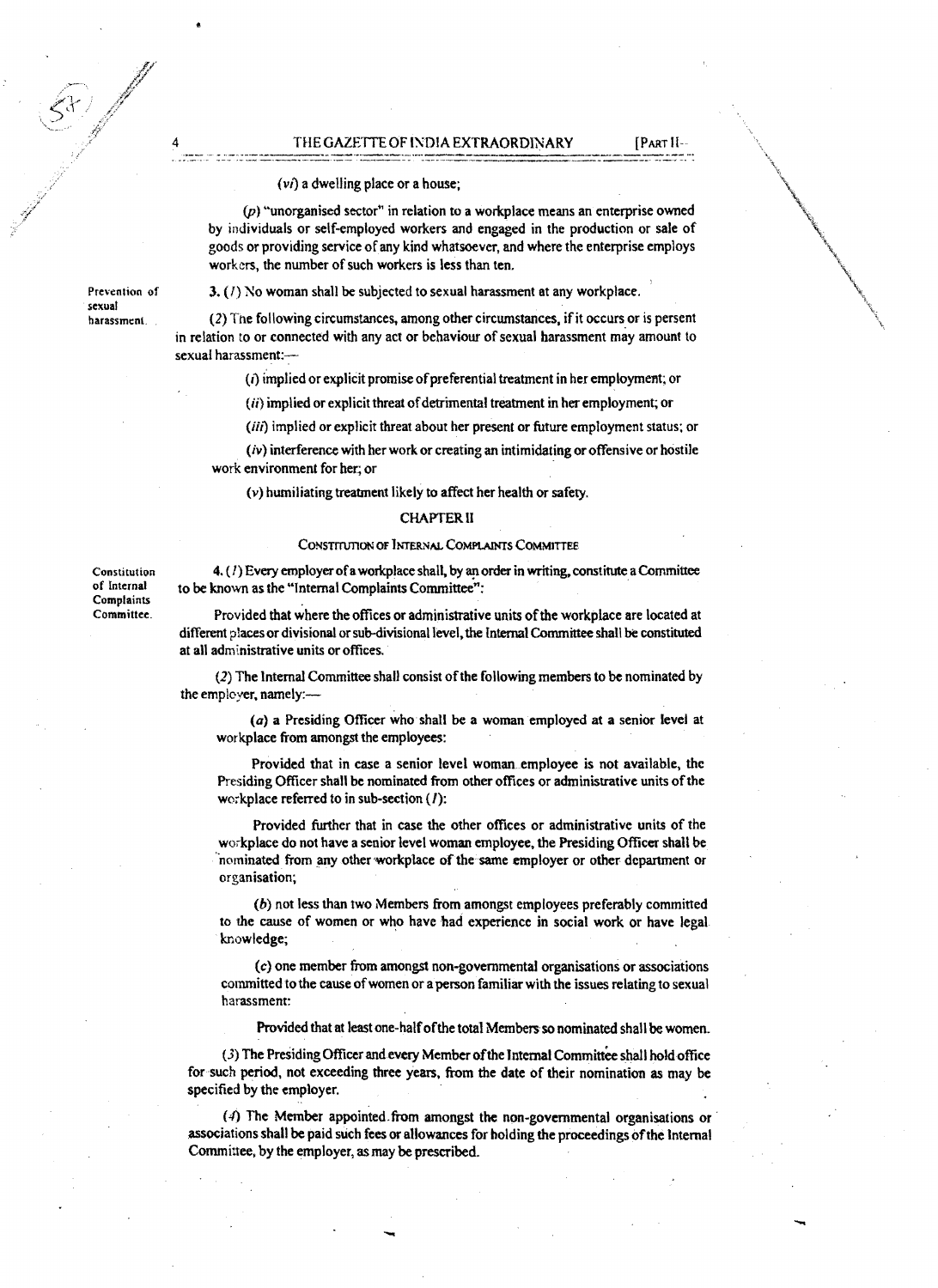(*vi*) a dwelling place or a house;

(*p*) "unorganised sector" in relation to a workplace means an enterprise owned by individuals or self-employed workers and engaged in the production or sale of goods or providing service of any kind whatsoever, and where the enterprise employs workers, the number of such workers is less than ten.

**Prevention of sexual harassment.**

3. (*1*) No woman shall be subjected to sexual harassment at any workplace.

(*2*) The following circumstances, among other circumstances, if it occurs or is persent in relation to or connected with any act or behaviour of sexual harassment may amount to sexual harassment:—

(*i*) implied or explicit promise of preferential treatment in her employment; or

(*ii*) implied or explicit threat of detrimental treatment in her employment; or

(*iii*) implied or explicit threat about her present or future employment status; or

(*iv*) interference with her work or creating an intimidating or offensive or hostile work environment for her; or

(*v*) humiliating treatment likely to affect her health or safety.

## CHAPTER II

### CONSTITUTION OF INTERNAL COMPLAINTS COMMITTEE

**Constitution of Internal Complaints Committee.**

4. (*1*) Every employer of a workplace shall, by an order in writing, constitute a Committee to be known as the "Internal Complaints Committee":

Provided that where the offices or administrative units of the workplace are located at different places or divisional or sub-divisional level, the Internal Committee shall be constituted at all administrative units or offices.

(*2*) The Internal Committee shall consist of the following members to be nominated by the employer, namely:—

(*a*) a Presiding Officer who shall be a woman employed at a senior level at workplace from amongst the employees:

Provided that in case a senior level woman employee is not available, the Presiding Officer shall be nominated from other offices or administrative units of the workplace referred to in sub-section (*1*):

Provided further that in case the other offices or administrative units of the workplace do not have a senior level woman employee, the Presiding Officer shall be nominated from any other workplace of the same employer or other department or organisation;

(*b*) not less than two Members from amongst employees preferably committed to the cause of women or who have had experience in social work or have legal knowledge;

(*c*) one member from amongst non-governmental organisations or associations committed to the cause of women or a person familiar with the issues relating to sexual harassment:

Provided that at least one-half of the total Members so nominated shall be women.

(*3*) The Presiding Officer and every Member of the Internal Committee shall hold office for such period, not exceeding three years, from the date of their nomination as may be specified by the employer.

(*4*) The Member appointed from amongst the non-governmental organisations or associations shall be paid such fees or allowances for holding the proceedings of the Internal Committee, by the employer, as may be prescribed.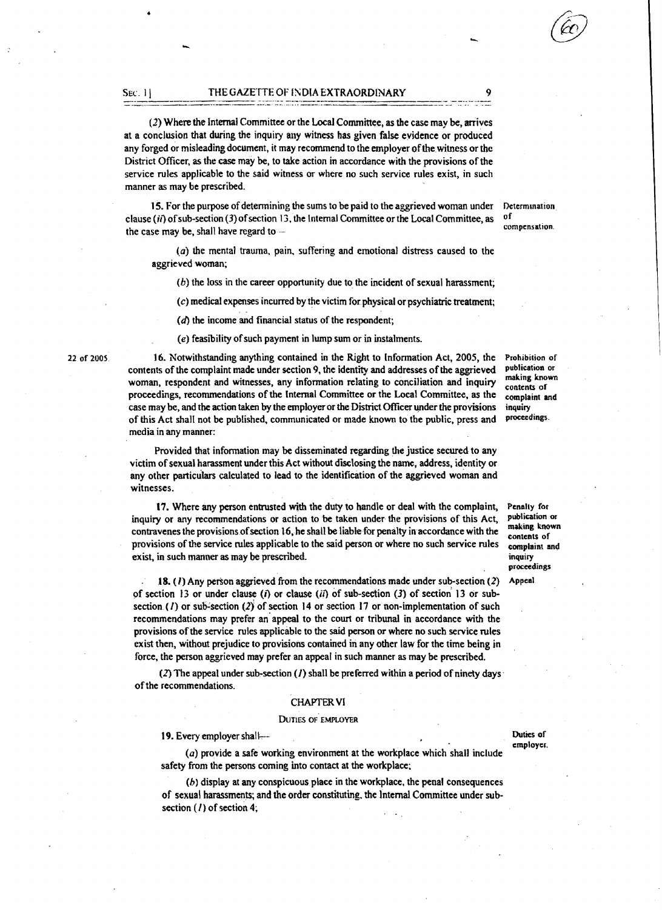(2) Where the Internal Committee or the Local Committee, as the case may be, arrives at a conclusion that during the inquiry any witness has given false evidence or produced any forged or misleading document, it may recommend to the employer of the witness or the District Officer, as the case may be, to take action in accordance with the provisions of the service rules applicable to the said witness or where no such service rules exist, in such manner as may be prescribed.

**Determination of compensation.**

15. For the purpose of determining the sums to be paid to the aggrieved woman under clause (*ii*) of sub-section (3) of section 13, the Internal Committee or the Local Committee, as the case may be, shall have regard to —

(*a*) the mental trauma, pain, suffering and emotional distress caused to the aggrieved woman;

(*b*) the loss in the career opportunity due to the incident of sexual harassment;

(*c*) medical expenses incurred by the victim for physical or psychiatric treatment;

(*d*) the income and financial status of the respondent;

(*e*) feasibility of such payment in lump sum or in instalments.

**Prohibition of publication or making known contents of complaint and inquiry proceedings.**

22 of 2005.

16. Notwithstanding anything contained in the Right to Information Act, 2005, the contents of the complaint made under section 9, the identity and addresses of the aggrieved woman, respondent and witnesses, any information relating to conciliation and inquiry proceedings, recommendations of the Internal Committee or the Local Committee, as the case may be, and the action taken by the employer or the District Officer under the provisions of this Act shall not be published, communicated or made known to the public, press and media in any manner:

Provided that information may be disseminated regarding the justice secured to any victim of sexual harassment under this Act without disclosing the name, address, identity or any other particulars calculated to lead to the identification of the aggrieved woman and witnesses.

**Penalty for publication or making known contents of complaint and inquiry proceedings**

17. Where any person entrusted with the duty to handle or deal with the complaint, inquiry or any recommendations or action to be taken under the provisions of this Act, contravenes the provisions of section 16, he shall be liable for penalty in accordance with the provisions of the service rules applicable to the said person or where no such service rules exist, in such manner as may be prescribed.

**Appeal**

18. (*1*) Any person aggrieved from the recommendations made under sub-section (*2*) of section 13 or under clause (*i*) or clause (*ii*) of sub-section (*3*) of section 13 or sub-section (*1*) or sub-section (*2*) of section 14 or section 17 or non-implementation of such recommendations may prefer an appeal to the court or tribunal in accordance with the provisions of the service rules applicable to the said person or where no such service rules exist then, without prejudice to provisions contained in any other law for the time being in force, the person aggrieved may prefer an appeal in such manner as may be prescribed.

(*2*) The appeal under sub-section (*1*) shall be preferred within a period of ninety days of the recommendations.

## CHAPTER VI

### DUTIES OF EMPLOYER

**Duties of employer.**

19. Every employer shall—

(*a*) provide a safe working environment at the workplace which shall include safety from the persons coming into contact at the workplace;

(*b*) display at any conspicuous place in the workplace, the penal consequences of sexual harassments; and the order constituting, the Internal Committee under sub-section (*1*) of section 4;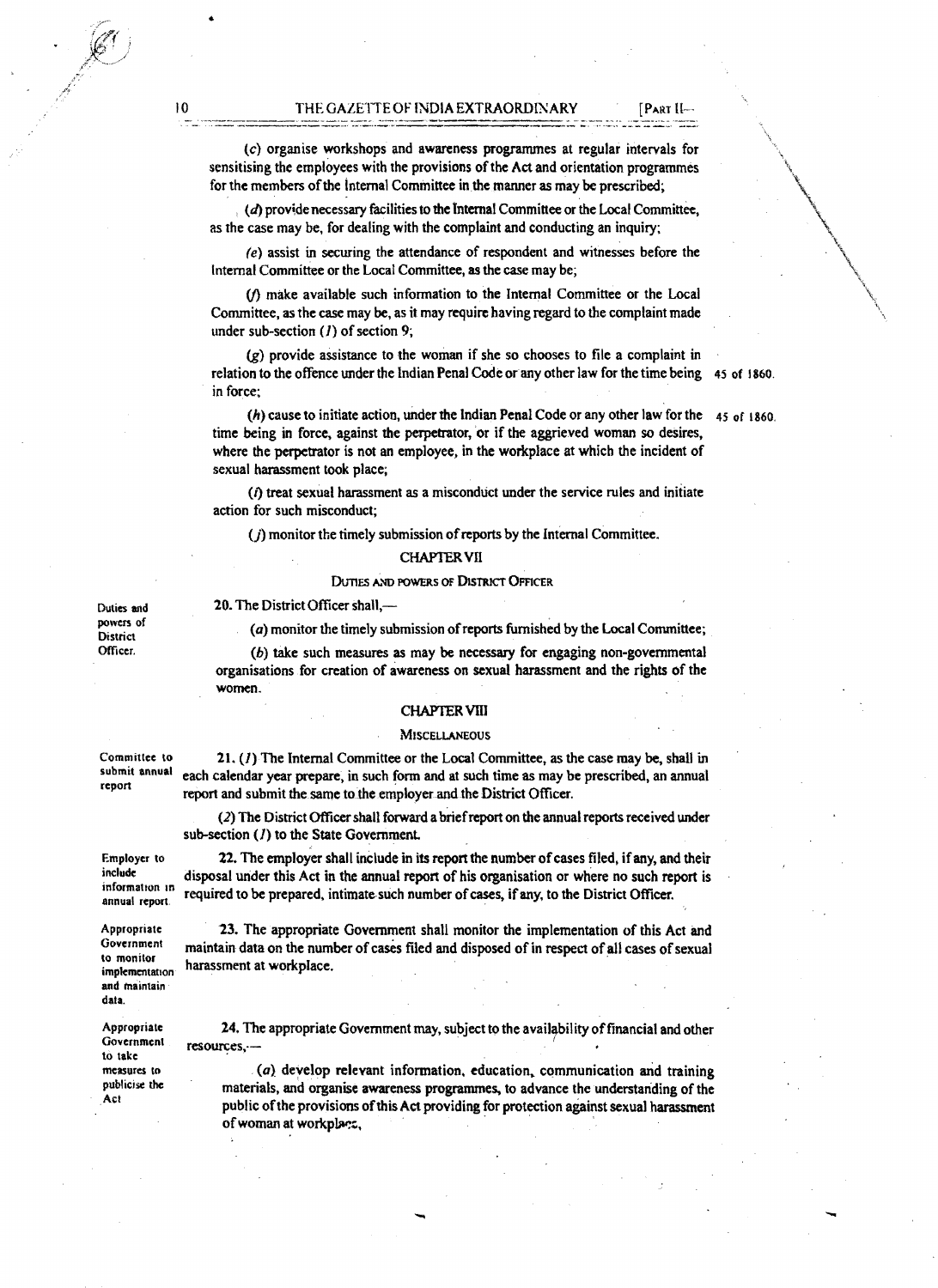(c) organise workshops and awareness programmes at regular intervals for sensitising the employees with the provisions of the Act and orientation programmes for the members of the Internal Committee in the manner as may be prescribed;

(d) provide necessary facilities to the Internal Committee or the Local Committee, as the case may be, for dealing with the complaint and conducting an inquiry;

(e) assist in securing the attendance of respondent and witnesses before the Internal Committee or the Local Committee, as the case may be;

(f) make available such information to the Internal Committee or the Local Committee, as the case may be, as it may require having regard to the complaint made under sub-section (1) of section 9;

(g) provide assistance to the woman if she so chooses to file a complaint in relation to the offence under the Indian Penal Code or any other law for the time being in force; 45 of 1860.

(h) cause to initiate action, under the Indian Penal Code or any other law for the time being in force, against the perpetrator, or if the aggrieved woman so desires, where the perpetrator is not an employee, in the workplace at which the incident of sexual harassment took place; 45 of 1860.

(i) treat sexual harassment as a misconduct under the service rules and initiate action for such misconduct;

(j) monitor the timely submission of reports by the Internal Committee.

## CHAPTER VII

### DUTIES AND POWERS OF DISTRICT OFFICER

*Duties and powers of District Officer.*

20. The District Officer shall,—

(a) monitor the timely submission of reports furnished by the Local Committee;

(b) take such measures as may be necessary for engaging non-governmental organisations for creation of awareness on sexual harassment and the rights of the women.

## CHAPTER VIII

### MISCELLANEOUS

*Committee to submit annual report*

21. (1) The Internal Committee or the Local Committee, as the case may be, shall in each calendar year prepare, in such form and at such time as may be prescribed, an annual report and submit the same to the employer and the District Officer.

(2) The District Officer shall forward a brief report on the annual reports received under sub-section (1) to the State Government.

*Employer to include information in annual report.*

22. The employer shall include in its report the number of cases filed, if any, and their disposal under this Act in the annual report of his organisation or where no such report is required to be prepared, intimate such number of cases, if any, to the District Officer.

*Appropriate Government to monitor implementation and maintain data.*

23. The appropriate Government shall monitor the implementation of this Act and maintain data on the number of cases filed and disposed of in respect of all cases of sexual harassment at workplace.

*Appropriate Government to take measures to publicise the Act*

24. The appropriate Government may, subject to the availability of financial and other resources,—

(a) develop relevant information, education, communication and training materials, and organise awareness programmes, to advance the understanding of the public of the provisions of this Act providing for protection against sexual harassment of woman at workplace,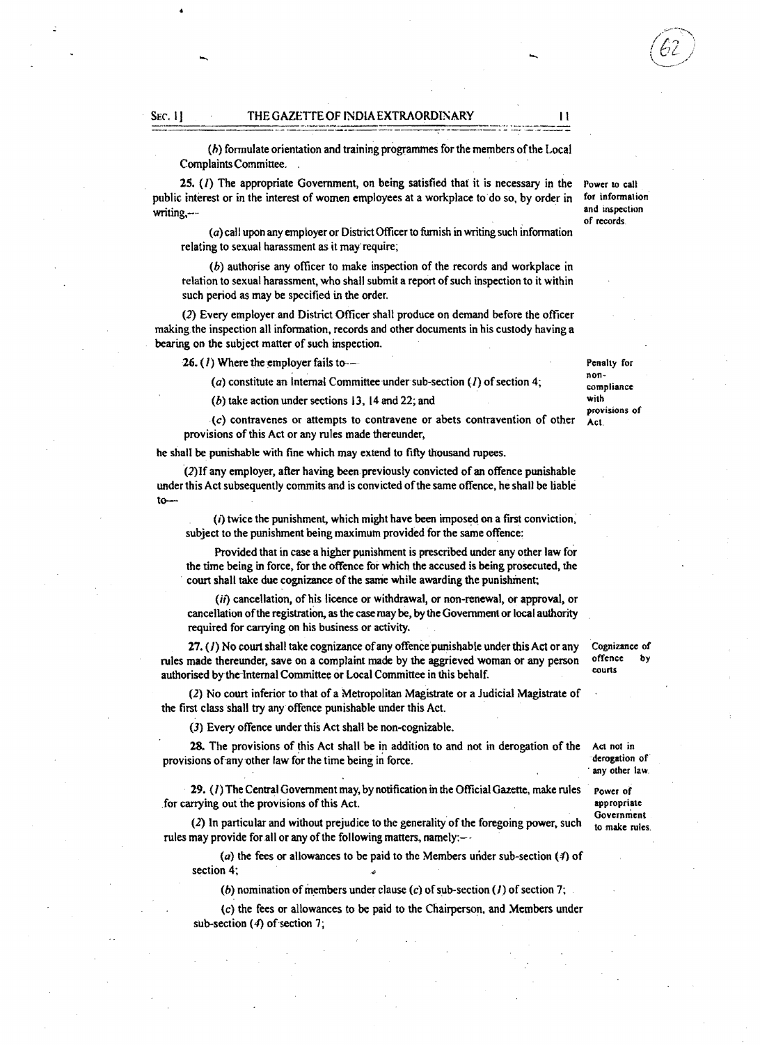(*h*) formulate orientation and training programmes for the members of the Local Complaints Committee.

**Power to call for information and inspection of records.**

**25.** (*1*) The appropriate Government, on being satisfied that it is necessary in the public interest or in the interest of women employees at a workplace to do so, by order in writing,—

(*a*) call upon any employer or District Officer to furnish in writing such information relating to sexual harassment as it may require;

(*b*) authorise any officer to make inspection of the records and workplace in relation to sexual harassment, who shall submit a report of such inspection to it within such period as may be specified in the order.

(*2*) Every employer and District Officer shall produce on demand before the officer making the inspection all information, records and other documents in his custody having a bearing on the subject matter of such inspection.

**Penalty for non-compliance with provisions of Act.**

**26.** (*1*) Where the employer fails to—

(*a*) constitute an Internal Committee under sub-section (*1*) of section 4;

(*b*) take action under sections 13, 14 and 22; and

(*c*) contravenes or attempts to contravene or abets contravention of other provisions of this Act or any rules made thereunder,

he shall be punishable with fine which may extend to fifty thousand rupees.

(*2*) If any employer, after having been previously convicted of an offence punishable under this Act subsequently commits and is convicted of the same offence, he shall be liable to—

(*i*) twice the punishment, which might have been imposed on a first conviction, subject to the punishment being maximum provided for the same offence:

Provided that in case a higher punishment is prescribed under any other law for the time being in force, for the offence for which the accused is being prosecuted, the court shall take due cognizance of the same while awarding the punishment;

(*ii*) cancellation, of his licence or withdrawal, or non-renewal, or approval, or cancellation of the registration, as the case may be, by the Government or local authority required for carrying on his business or activity.

**Cognizance of offence by courts**

**27.** (*1*) No court shall take cognizance of any offence punishable under this Act or any rules made thereunder, save on a complaint made by the aggrieved woman or any person authorised by the Internal Committee or Local Committee in this behalf.

(*2*) No court inferior to that of a Metropolitan Magistrate or a Judicial Magistrate of the first class shall try any offence punishable under this Act.

(*3*) Every offence under this Act shall be non-cognizable.

**Act not in derogation of any other law.**

**28.** The provisions of this Act shall be in addition to and not in derogation of the provisions of any other law for the time being in force.

**Power of appropriate Government to make rules.**

**29.** (*1*) The Central Government may, by notification in the Official Gazette, make rules for carrying out the provisions of this Act.

(*2*) In particular and without prejudice to the generality of the foregoing power, such rules may provide for all or any of the following matters, namely:—

(*a*) the fees or allowances to be paid to the Members under sub-section (*4*) of section 4;

(*b*) nomination of members under clause (*c*) of sub-section (*1*) of section 7;

(*c*) the fees or allowances to be paid to the Chairperson, and Members under sub-section (*4*) of section 7;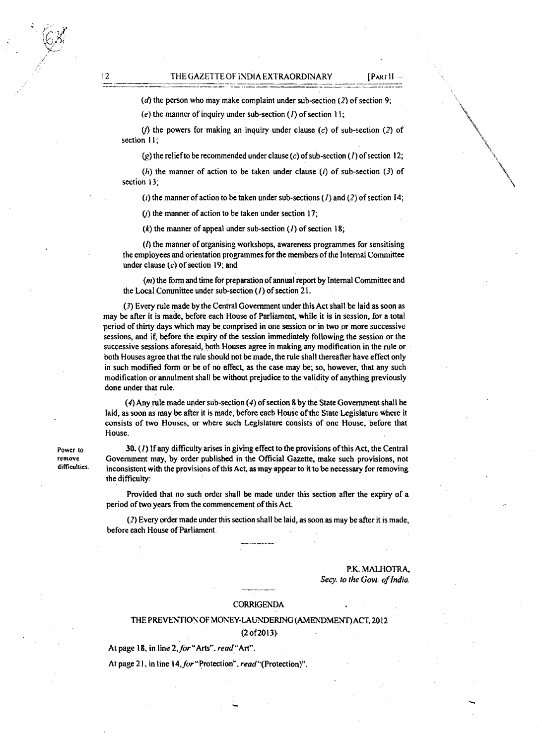(*d*) the person who may make complaint under sub-section (*2*) of section 9;

(*e*) the manner of inquiry under sub-section (*1*) of section 11;

(*f*) the powers for making an inquiry under clause (*c*) of sub-section (*2*) of section 11;

(*g*) the relief to be recommended under clause (*c*) of sub-section (*1*) of section 12;

(*h*) the manner of action to be taken under clause (*i*) of sub-section (*3*) of section 13;

(*i*) the manner of action to be taken under sub-sections (*1*) and (*2*) of section 14;

(*j*) the manner of action to be taken under section 17;

(*k*) the manner of appeal under sub-section (*1*) of section 18;

(*l*) the manner of organising workshops, awareness programmes for sensitising the employees and orientation programmes for the members of the Internal Committee under clause (*c*) of section 19; and

(*m*) the form and time for preparation of annual report by Internal Committee and the Local Committee under sub-section (*1*) of section 21.

(*3*) Every rule made by the Central Government under this Act shall be laid as soon as may be after it is made, before each House of Parliament, while it is in session, for a total period of thirty days which may be comprised in one session or in two or more successive sessions, and if, before the expiry of the session immediately following the session or the successive sessions aforesaid, both Houses agree in making any modification in the rule or both Houses agree that the rule should not be made, the rule shall thereafter have effect only in such modified form or be of no effect, as the case may be; so, however, that any such modification or annulment shall be without prejudice to the validity of anything previously done under that rule.

(*4*) Any rule made under sub-section (*4*) of section 8 by the State Government shall be laid, as soon as may be after it is made, before each House of the State Legislature where it consists of two Houses, or where such Legislature consists of one House, before that House.

Power to remove difficulties.

**30.** (*1*) If any difficulty arises in giving effect to the provisions of this Act, the Central Government may, by order published in the Official Gazette, make such provisions, not inconsistent with the provisions of this Act, as may appear to it to be necessary for removing the difficulty:

Provided that no such order shall be made under this section after the expiry of a period of two years from the commencement of this Act.

(*2*) Every order made under this section shall be laid, as soon as may be after it is made, before each House of Parliament.

P.K. MALHOTRA,
*Secy. to the Govt. of India.*

## CORRIGENDA

### THE PREVENTION OF MONEY-LAUNDERING (AMENDMENT) ACT, 2012
### (2 of 2013)

At page 18, in line 2, *for* "Arts", *read* "Art".

At page 21, in line 14, *for* "Protection", *read* "(Protection)".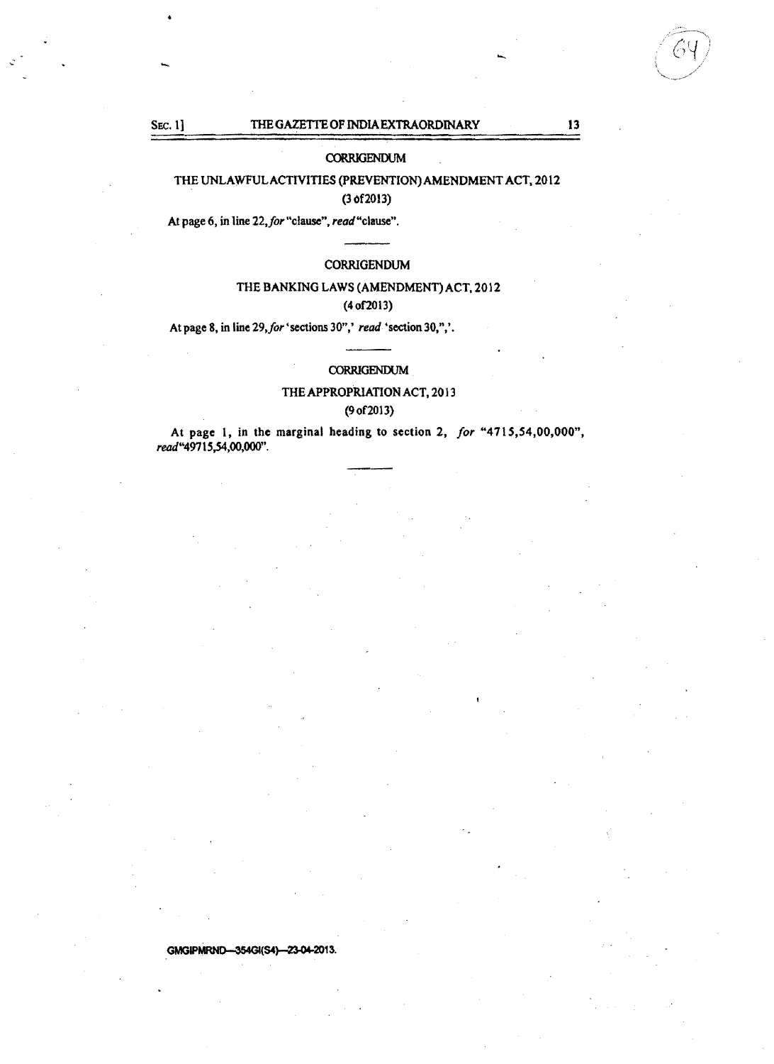## CORRIGENDUM

### THE UNLAWFUL ACTIVITIES (PREVENTION) AMENDMENT ACT, 2012

(3 of 2013)

At page 6, in line 22, *for* "clause", *read* "clause".

## CORRIGENDUM

### THE BANKING LAWS (AMENDMENT) ACT, 2012

(4 of 2013)

At page 8, in line 29, *for* 'sections 30",' *read* 'section 30,",'.

## CORRIGENDUM

### THE APPROPRIATION ACT, 2013

(9 of 2013)

At page 1, in the marginal heading to section 2, *for* "4715,54,00,000", *read* "49715,54,00,000".

GMGIPMRND—354GI(S4)—23-04-2013.